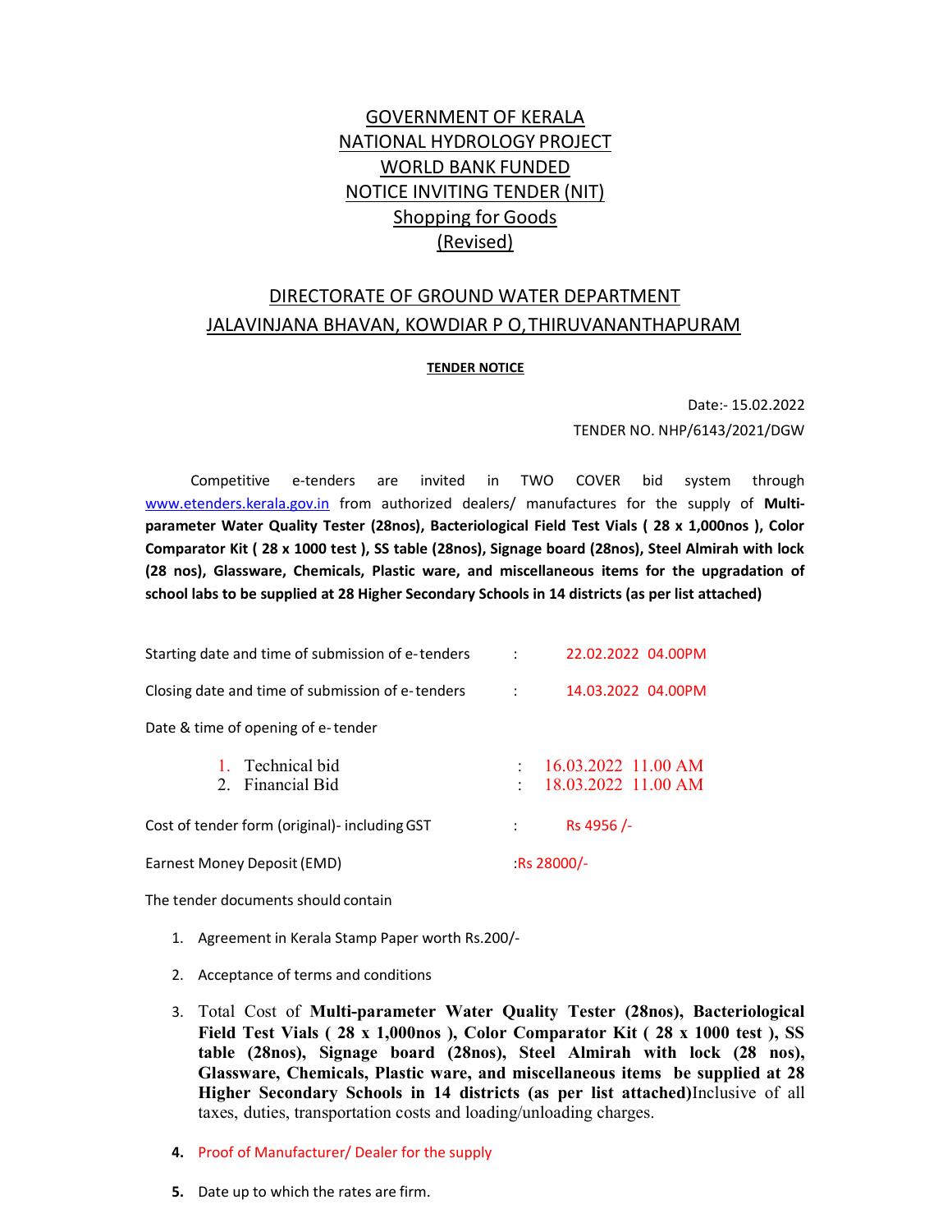# GOVERNMENT OF KERALA
# NATIONAL HYDROLOGY PROJECT
# WORLD BANK FUNDED
# NOTICE INVITING TENDER (NIT)
## Shopping for Goods
## (Revised)

## DIRECTORATE OF GROUND WATER DEPARTMENT
## JALAVINJANA BHAVAN, KOWDIAR P O,THIRUVANANTHAPURAM

**TENDER NOTICE**

Date:- 15.02.2022

TENDER NO. NHP/6143/2021/DGW

Competitive e-tenders are invited in TWO COVER bid system through www.etenders.kerala.gov.in from authorized dealers/ manufactures for the supply of **Multi-parameter Water Quality Tester (28nos), Bacteriological Field Test Vials ( 28 x 1,000nos ), Color Comparator Kit ( 28 x 1000 test ), SS table (28nos), Signage board (28nos), Steel Almirah with lock (28 nos), Glassware, Chemicals, Plastic ware, and miscellaneous items for the upgradation of school labs to be supplied at 28 Higher Secondary Schools in 14 districts (as per list attached)**

Starting date and time of submission of e-tenders : 22.02.2022 04.00PM

Closing date and time of submission of e-tenders : 14.03.2022 04.00PM

Date & time of opening of e-tender

1. Technical bid : 16.03.2022 11.00 AM
2. Financial Bid : 18.03.2022 11.00 AM

Cost of tender form (original)- including GST : Rs 4956 /-

Earnest Money Deposit (EMD) :Rs 28000/-

The tender documents should contain

1. Agreement in Kerala Stamp Paper worth Rs.200/-
2. Acceptance of terms and conditions
3. Total Cost of **Multi-parameter Water Quality Tester (28nos), Bacteriological Field Test Vials ( 28 x 1,000nos ), Color Comparator Kit ( 28 x 1000 test ), SS table (28nos), Signage board (28nos), Steel Almirah with lock (28 nos), Glassware, Chemicals, Plastic ware, and miscellaneous items be supplied at 28 Higher Secondary Schools in 14 districts (as per list attached)**Inclusive of all taxes, duties, transportation costs and loading/unloading charges.
4. Proof of Manufacturer/ Dealer for the supply
5. Date up to which the rates are firm.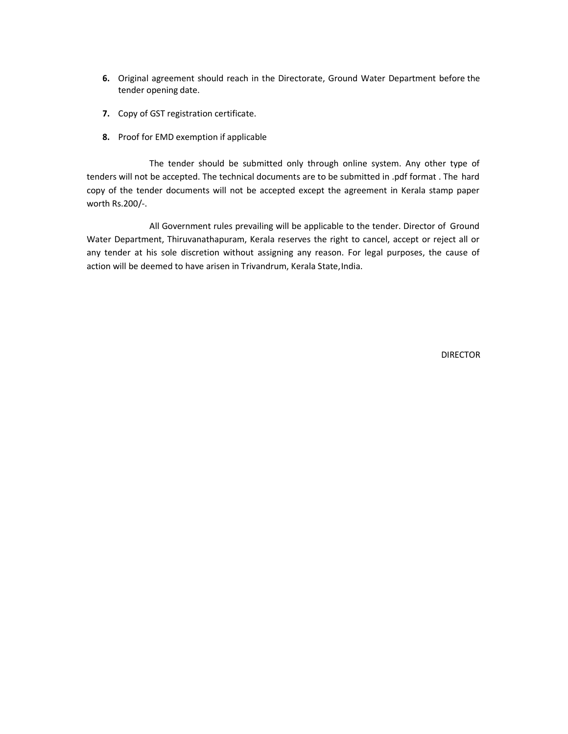6. Original agreement should reach in the Directorate, Ground Water Department before the tender opening date.

7. Copy of GST registration certificate.

8. Proof for EMD exemption if applicable

The tender should be submitted only through online system. Any other type of tenders will not be accepted. The technical documents are to be submitted in .pdf format . The hard copy of the tender documents will not be accepted except the agreement in Kerala stamp paper worth Rs.200/-.

All Government rules prevailing will be applicable to the tender. Director of Ground Water Department, Thiruvanathapuram, Kerala reserves the right to cancel, accept or reject all or any tender at his sole discretion without assigning any reason. For legal purposes, the cause of action will be deemed to have arisen in Trivandrum, Kerala State, India.

DIRECTOR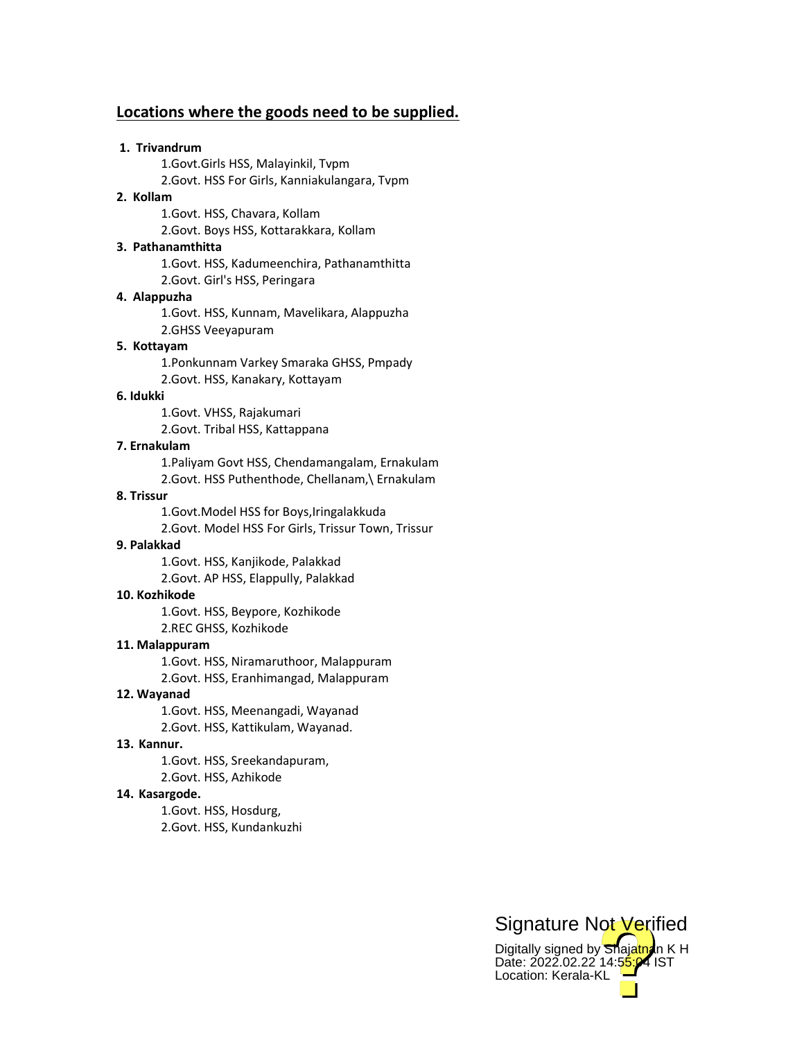## Locations where the goods need to be supplied.

1. **Trivandrum**
   1. Govt.Girls HSS, Malayinkil, Tvpm
   2. Govt. HSS For Girls, Kanniakulangara, Tvpm
2. **Kollam**
   1. Govt. HSS, Chavara, Kollam
   2. Govt. Boys HSS, Kottarakkara, Kollam
3. **Pathanamthitta**
   1. Govt. HSS, Kadumeenchira, Pathanamthitta
   2. Govt. Girl's HSS, Peringara
4. **Alappuzha**
   1. Govt. HSS, Kunnam, Mavelikara, Alappuzha
   2. GHSS Veeyapuram
5. **Kottayam**
   1. Ponkunnam Varkey Smaraka GHSS, Pmpady
   2. Govt. HSS, Kanakary, Kottayam
6. **Idukki**
   1. Govt. VHSS, Rajakumari
   2. Govt. Tribal HSS, Kattappana
7. **Ernakulam**
   1. Paliyam Govt HSS, Chendamangalam, Ernakulam
   2. Govt. HSS Puthenthode, Chellanam,\ Ernakulam
8. **Trissur**
   1. Govt.Model HSS for Boys,Iringalakkuda
   2. Govt. Model HSS For Girls, Trissur Town, Trissur
9. **Palakkad**
   1. Govt. HSS, Kanjikode, Palakkad
   2. Govt. AP HSS, Elappully, Palakkad
10. **Kozhikode**
    1. Govt. HSS, Beypore, Kozhikode
    2. REC GHSS, Kozhikode
11. **Malappuram**
    1. Govt. HSS, Niramaruthoor, Malappuram
    2. Govt. HSS, Eranhimangad, Malappuram
12. **Wayanad**
    1. Govt. HSS, Meenangadi, Wayanad
    2. Govt. HSS, Kattikulam, Wayanad.
13. **Kannur.**
    1. Govt. HSS, Sreekandapuram,
    2. Govt. HSS, Azhikode
14. **Kasargode.**
    1. Govt. HSS, Hosdurg,
    2. Govt. HSS, Kundankuzhi

Signature Not Verified
Digitally signed by Shajatnan K H
Date: 2022.02.22 14:55:04 IST
Location: Kerala-KL